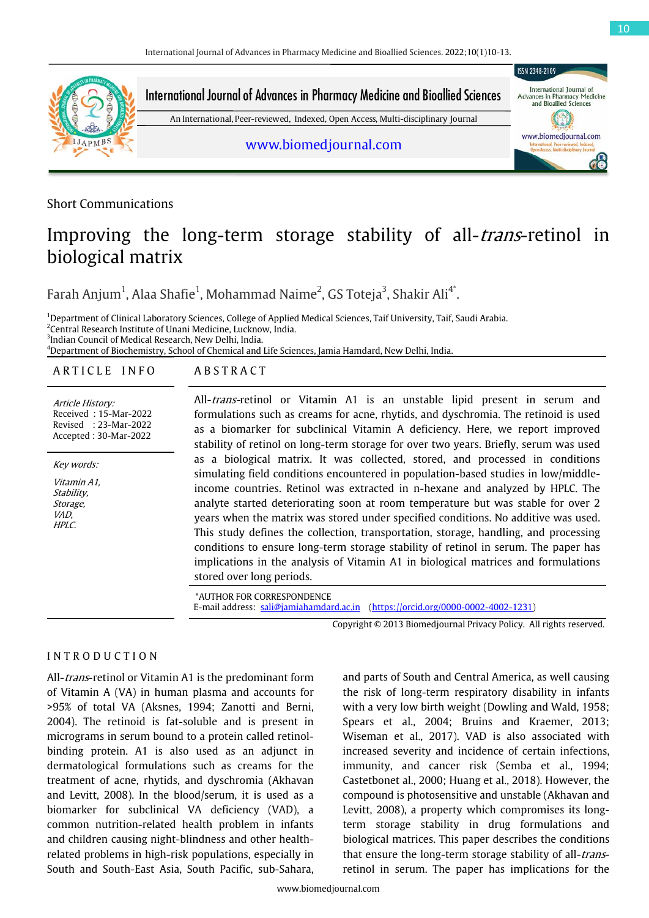Short Communications

# Improving the long-term storage stability of all-*trans*-retinol in biological matrix

Farah Anjum[1], Alaa Shafie[1], Mohammad Naime[2], GS Toteja[3], Shakir Ali[4*].

[1]Department of Clinical Laboratory Sciences, College of Applied Medical Sciences, Taif University, Taif, Saudi Arabia.
[2]Central Research Institute of Unani Medicine, Lucknow, India.
[3]Indian Council of Medical Research, New Delhi, India.
[4]Department of Biochemistry, School of Chemical and Life Sciences, Jamia Hamdard, New Delhi, India.

## ARTICLE INFO

*Article History:*
Received : 15-Mar-2022
Revised : 23-Mar-2022
Accepted : 30-Mar-2022

*Key words:*

*Vitamin A1, Stability, Storage, VAD, HPLC.*

## ABSTRACT

All-*trans*-retinol or Vitamin A1 is an unstable lipid present in serum and formulations such as creams for acne, rhytids, and dyschromia. The retinoid is used as a biomarker for subclinical Vitamin A deficiency. Here, we report improved stability of retinol on long-term storage for over two years. Briefly, serum was used as a biological matrix. It was collected, stored, and processed in conditions simulating field conditions encountered in population-based studies in low/middle-income countries. Retinol was extracted in n-hexane and analyzed by HPLC. The analyte started deteriorating soon at room temperature but was stable for over 2 years when the matrix was stored under specified conditions. No additive was used. This study defines the collection, transportation, storage, handling, and processing conditions to ensure long-term storage stability of retinol in serum. The paper has implications in the analysis of Vitamin A1 in biological matrices and formulations stored over long periods.

*AUTHOR FOR CORRESPONDENCE
E-mail address: sali@jamiahamdard.ac.in (https://orcid.org/0000-0002-4002-1231)

Copyright © 2013 Biomedjournal Privacy Policy. All rights reserved.

## INTRODUCTION

All-*trans*-retinol or Vitamin A1 is the predominant form of Vitamin A (VA) in human plasma and accounts for >95% of total VA (Aksnes, 1994; Zanotti and Berni, 2004). The retinoid is fat-soluble and is present in micrograms in serum bound to a protein called retinol-binding protein. A1 is also used as an adjunct in dermatological formulations such as creams for the treatment of acne, rhytids, and dyschromia (Akhavan and Levitt, 2008). In the blood/serum, it is used as a biomarker for subclinical VA deficiency (VAD), a common nutrition-related health problem in infants and children causing night-blindness and other health-related problems in high-risk populations, especially in South and South-East Asia, South Pacific, sub-Sahara, and parts of South and Central America, as well causing the risk of long-term respiratory disability in infants with a very low birth weight (Dowling and Wald, 1958; Spears et al., 2004; Bruins and Kraemer, 2013; Wiseman et al., 2017). VAD is also associated with increased severity and incidence of certain infections, immunity, and cancer risk (Semba et al., 1994; Castetbonet al., 2000; Huang et al., 2018). However, the compound is photosensitive and unstable (Akhavan and Levitt, 2008), a property which compromises its long-term storage stability in drug formulations and biological matrices. This paper describes the conditions that ensure the long-term storage stability of all-*trans*-retinol in serum. The paper has implications for the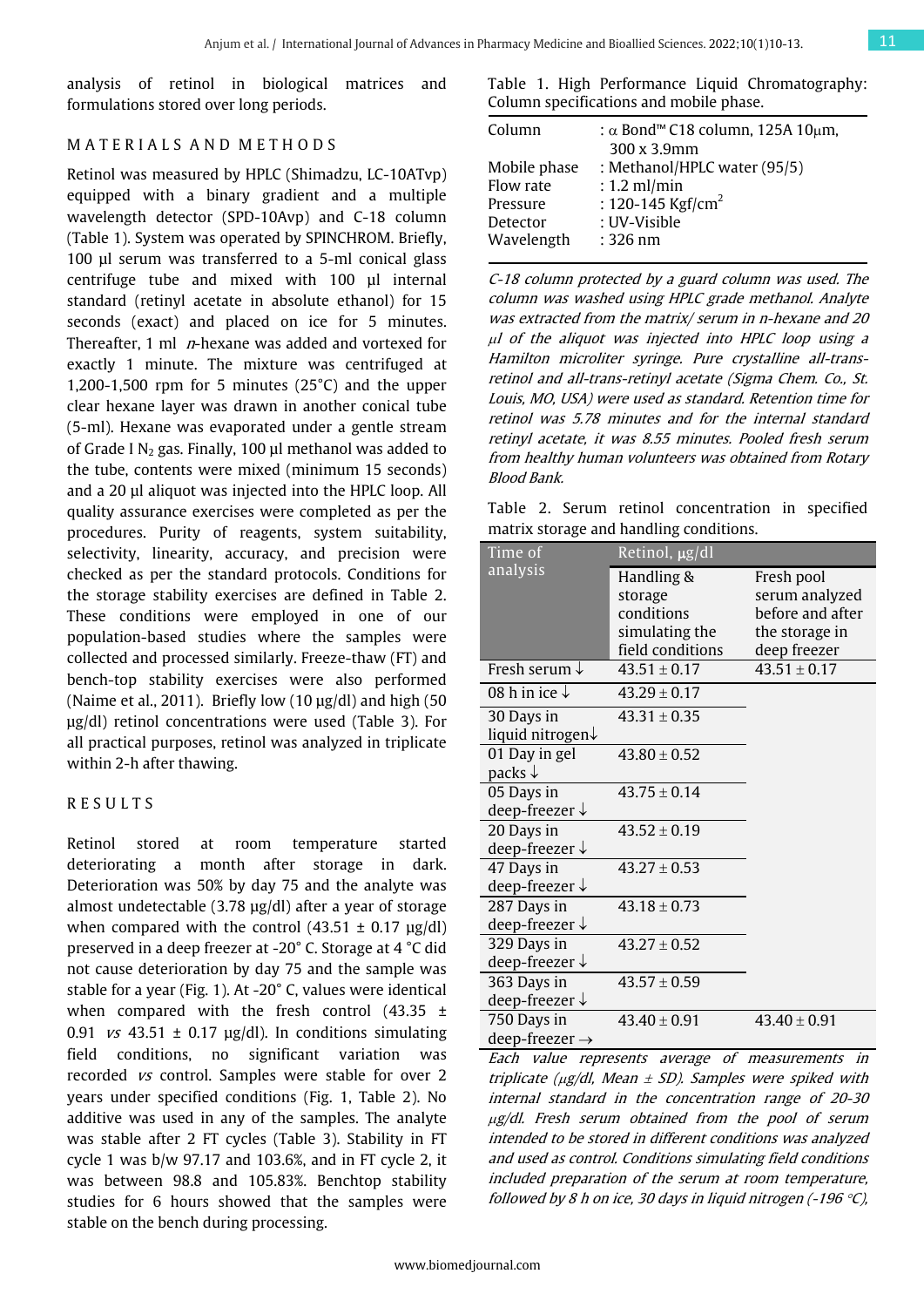analysis of retinol in biological matrices and formulations stored over long periods.

## MATERIALS AND METHODS

Retinol was measured by HPLC (Shimadzu, LC-10ATvp) equipped with a binary gradient and a multiple wavelength detector (SPD-10Avp) and C-18 column (Table 1). System was operated by SPINCHROM. Briefly, 100 µl serum was transferred to a 5-ml conical glass centrifuge tube and mixed with 100 µl internal standard (retinyl acetate in absolute ethanol) for 15 seconds (exact) and placed on ice for 5 minutes. Thereafter, 1 ml *n*-hexane was added and vortexed for exactly 1 minute. The mixture was centrifuged at 1,200-1,500 rpm for 5 minutes (25°C) and the upper clear hexane layer was drawn in another conical tube (5-ml). Hexane was evaporated under a gentle stream of Grade I $N_2$ gas. Finally, 100 µl methanol was added to the tube, contents were mixed (minimum 15 seconds) and a 20 µl aliquot was injected into the HPLC loop. All quality assurance exercises were completed as per the procedures. Purity of reagents, system suitability, selectivity, linearity, accuracy, and precision were checked as per the standard protocols. Conditions for the storage stability exercises are defined in Table 2. These conditions were employed in one of our population-based studies where the samples were collected and processed similarly. Freeze-thaw (FT) and bench-top stability exercises were also performed (Naime et al., 2011). Briefly low (10 µg/dl) and high (50 µg/dl) retinol concentrations were used (Table 3). For all practical purposes, retinol was analyzed in triplicate within 2-h after thawing.

## RESULTS

Retinol stored at room temperature started deteriorating a month after storage in dark. Deterioration was 50% by day 75 and the analyte was almost undetectable (3.78 µg/dl) after a year of storage when compared with the control (43.51 ± 0.17 µg/dl) preserved in a deep freezer at -20° C. Storage at 4 °C did not cause deterioration by day 75 and the sample was stable for a year (Fig. 1). At -20° C, values were identical when compared with the fresh control (43.35 ± 0.91 *vs* 43.51 ± 0.17 µg/dl). In conditions simulating field conditions, no significant variation was recorded *vs* control. Samples were stable for over 2 years under specified conditions (Fig. 1, Table 2). No additive was used in any of the samples. The analyte was stable after 2 FT cycles (Table 3). Stability in FT cycle 1 was b/w 97.17 and 103.6%, and in FT cycle 2, it was between 98.8 and 105.83%. Benchtop stability studies for 6 hours showed that the samples were stable on the bench during processing.

Table 1. High Performance Liquid Chromatography: Column specifications and mobile phase.

| | |
|---|---|
| Column | : α Bond™ C18 column, 125A 10µm, 300 x 3.9mm |
| Mobile phase | : Methanol/HPLC water (95/5) |
| Flow rate | : 1.2 ml/min |
| Pressure | : 120-145 Kgf/cm$^2$ |
| Detector | : UV-Visible |
| Wavelength | : 326 nm |

*C-18 column protected by a guard column was used. The column was washed using HPLC grade methanol. Analyte was extracted from the matrix/ serum in n-hexane and 20 µl of the aliquot was injected into HPLC loop using a Hamilton microliter syringe. Pure crystalline all-trans-retinol and all-trans-retinyl acetate (Sigma Chem. Co., St. Louis, MO, USA) were used as standard. Retention time for retinol was 5.78 minutes and for the internal standard retinyl acetate, it was 8.55 minutes. Pooled fresh serum from healthy human volunteers was obtained from Rotary Blood Bank.*

Table 2. Serum retinol concentration in specified matrix storage and handling conditions.

| Time of analysis | Retinol, µg/dl | |
|---|---|---|
| | Handling & storage conditions simulating the field conditions | Fresh pool serum analyzed before and after the storage in deep freezer |
| Fresh serum ↓ | 43.51 ± 0.17 | 43.51 ± 0.17 |
| 08 h in ice ↓ | 43.29 ± 0.17 | |
| 30 Days in liquid nitrogen↓ | 43.31 ± 0.35 | |
| 01 Day in gel packs ↓ | 43.80 ± 0.52 | |
| 05 Days in deep-freezer ↓ | 43.75 ± 0.14 | |
| 20 Days in deep-freezer ↓ | 43.52 ± 0.19 | |
| 47 Days in deep-freezer ↓ | 43.27 ± 0.53 | |
| 287 Days in deep-freezer ↓ | 43.18 ± 0.73 | |
| 329 Days in deep-freezer ↓ | 43.27 ± 0.52 | |
| 363 Days in deep-freezer ↓ | 43.57 ± 0.59 | |
| 750 Days in deep-freezer → | 43.40 ± 0.91 | 43.40 ± 0.91 |

*Each value represents average of measurements in triplicate (µg/dl, Mean ± SD). Samples were spiked with internal standard in the concentration range of 20-30 µg/dl. Fresh serum obtained from the pool of serum intended to be stored in different conditions was analyzed and used as control. Conditions simulating field conditions included preparation of the serum at room temperature, followed by 8 h on ice, 30 days in liquid nitrogen (-196 °C),*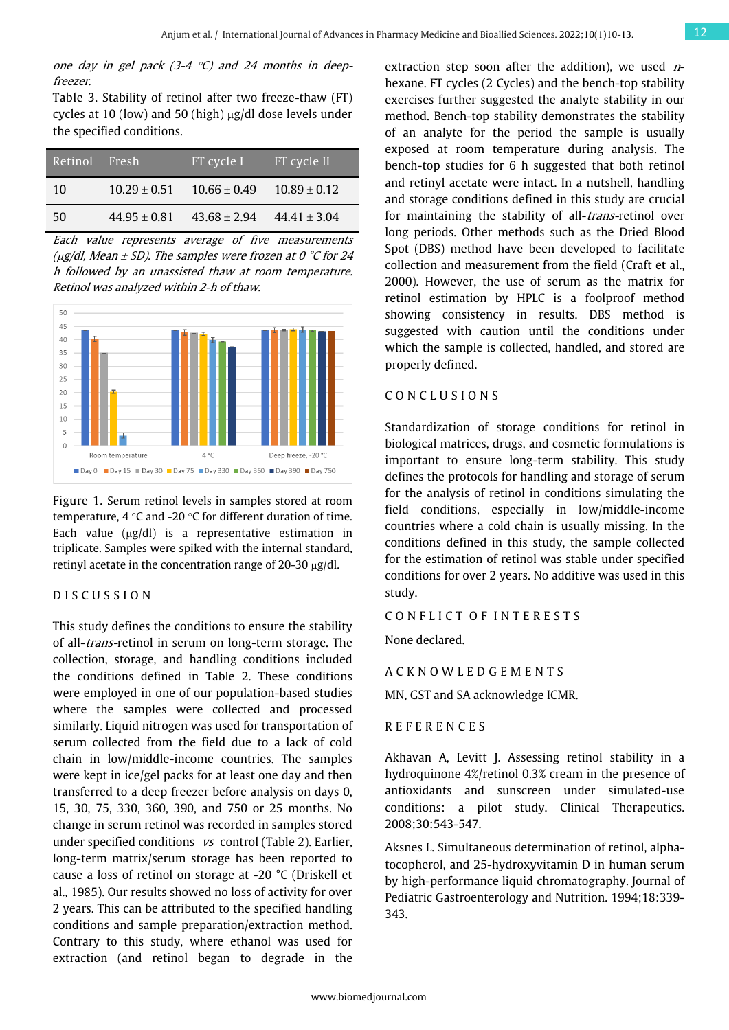*one day in gel pack (3-4 °C) and 24 months in deep-freezer.*

Table 3. Stability of retinol after two freeze-thaw (FT) cycles at 10 (low) and 50 (high) μg/dl dose levels under the specified conditions.

| Retinol | Fresh | FT cycle I | FT cycle II |
|---|---|---|---|
| 10 | 10.29 ± 0.51 | 10.66 ± 0.49 | 10.89 ± 0.12 |
| 50 | 44.95 ± 0.81 | 43.68 ± 2.94 | 44.41 ± 3.04 |

*Each value represents average of five measurements (μg/dl, Mean ± SD). The samples were frozen at 0 °C for 24 h followed by an unassisted thaw at room temperature. Retinol was analyzed within 2-h of thaw.*

Figure 1. Serum retinol levels in samples stored at room temperature, 4 °C and -20 °C for different duration of time. Each value (μg/dl) is a representative estimation in triplicate. Samples were spiked with the internal standard, retinyl acetate in the concentration range of 20-30 μg/dl.

## DISCUSSION

This study defines the conditions to ensure the stability of all-*trans*-retinol in serum on long-term storage. The collection, storage, and handling conditions included the conditions defined in Table 2. These conditions were employed in one of our population-based studies where the samples were collected and processed similarly. Liquid nitrogen was used for transportation of serum collected from the field due to a lack of cold chain in low/middle-income countries. The samples were kept in ice/gel packs for at least one day and then transferred to a deep freezer before analysis on days 0, 15, 30, 75, 330, 360, 390, and 750 or 25 months. No change in serum retinol was recorded in samples stored under specified conditions *vs* control (Table 2). Earlier, long-term matrix/serum storage has been reported to cause a loss of retinol on storage at -20 °C (Driskell et al., 1985). Our results showed no loss of activity for over 2 years. This can be attributed to the specified handling conditions and sample preparation/extraction method. Contrary to this study, where ethanol was used for extraction (and retinol began to degrade in the extraction step soon after the addition), we used *n*-hexane. FT cycles (2 Cycles) and the bench-top stability exercises further suggested the analyte stability in our method. Bench-top stability demonstrates the stability of an analyte for the period the sample is usually exposed at room temperature during analysis. The bench-top studies for 6 h suggested that both retinol and retinyl acetate were intact. In a nutshell, handling and storage conditions defined in this study are crucial for maintaining the stability of all-*trans*-retinol over long periods. Other methods such as the Dried Blood Spot (DBS) method have been developed to facilitate collection and measurement from the field (Craft et al., 2000). However, the use of serum as the matrix for retinol estimation by HPLC is a foolproof method showing consistency in results. DBS method is suggested with caution until the conditions under which the sample is collected, handled, and stored are properly defined.

## CONCLUSIONS

Standardization of storage conditions for retinol in biological matrices, drugs, and cosmetic formulations is important to ensure long-term stability. This study defines the protocols for handling and storage of serum for the analysis of retinol in conditions simulating the field conditions, especially in low/middle-income countries where a cold chain is usually missing. In the conditions defined in this study, the sample collected for the estimation of retinol was stable under specified conditions for over 2 years. No additive was used in this study.

## CONFLICT OF INTERESTS

None declared.

## ACKNOWLEDGEMENTS

MN, GST and SA acknowledge ICMR.

## REFERENCES

Akhavan A, Levitt J. Assessing retinol stability in a hydroquinone 4%/retinol 0.3% cream in the presence of antioxidants and sunscreen under simulated-use conditions: a pilot study. Clinical Therapeutics. 2008;30:543-547.

Aksnes L. Simultaneous determination of retinol, alpha-tocopherol, and 25-hydroxyvitamin D in human serum by high-performance liquid chromatography. Journal of Pediatric Gastroenterology and Nutrition. 1994;18:339-343.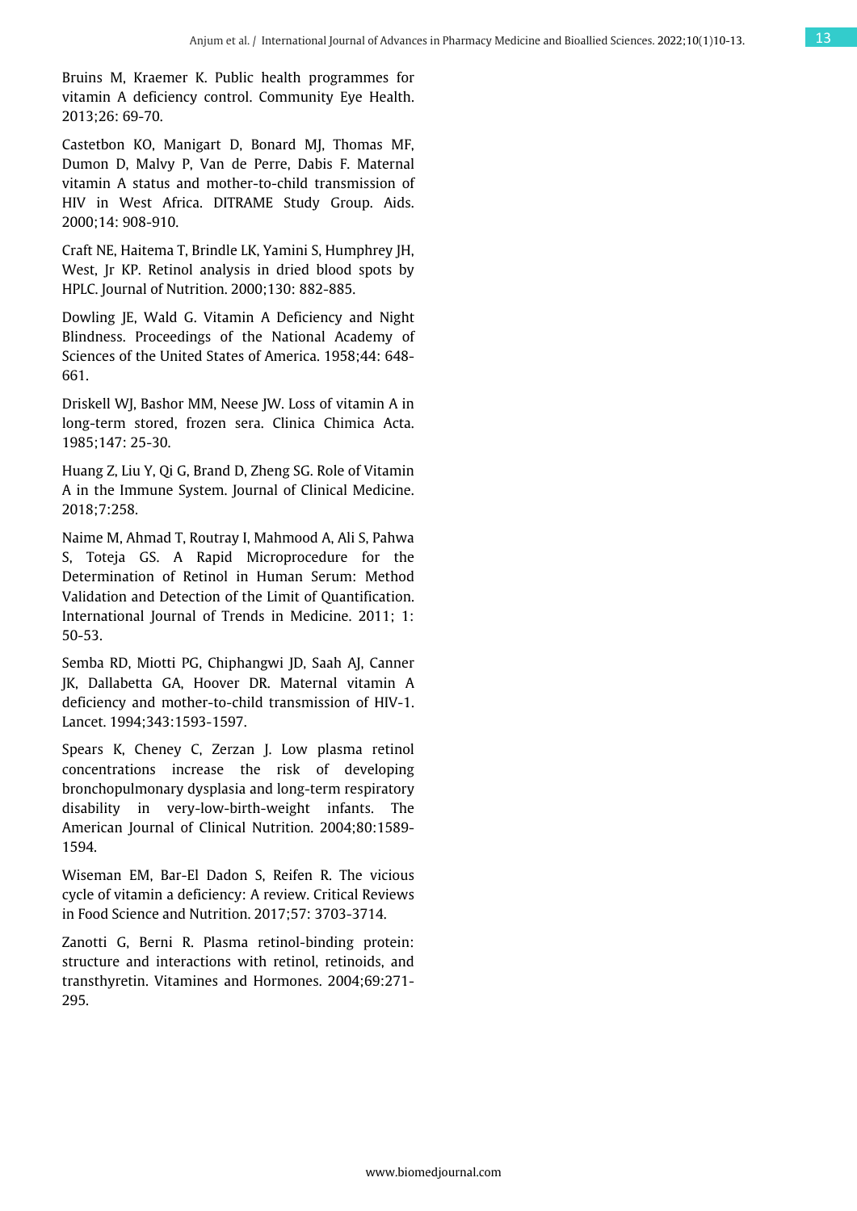Bruins M, Kraemer K. Public health programmes for vitamin A deficiency control. Community Eye Health. 2013;26: 69-70.

Castetbon KO, Manigart D, Bonard MJ, Thomas MF, Dumon D, Malvy P, Van de Perre, Dabis F. Maternal vitamin A status and mother-to-child transmission of HIV in West Africa. DITRAME Study Group. Aids. 2000;14: 908-910.

Craft NE, Haitema T, Brindle LK, Yamini S, Humphrey JH, West, Jr KP. Retinol analysis in dried blood spots by HPLC. Journal of Nutrition. 2000;130: 882-885.

Dowling JE, Wald G. Vitamin A Deficiency and Night Blindness. Proceedings of the National Academy of Sciences of the United States of America. 1958;44: 648-661.

Driskell WJ, Bashor MM, Neese JW. Loss of vitamin A in long-term stored, frozen sera. Clinica Chimica Acta. 1985;147: 25-30.

Huang Z, Liu Y, Qi G, Brand D, Zheng SG. Role of Vitamin A in the Immune System. Journal of Clinical Medicine. 2018;7:258.

Naime M, Ahmad T, Routray I, Mahmood A, Ali S, Pahwa S, Toteja GS. A Rapid Microprocedure for the Determination of Retinol in Human Serum: Method Validation and Detection of the Limit of Quantification. International Journal of Trends in Medicine. 2011; 1: 50-53.

Semba RD, Miotti PG, Chiphangwi JD, Saah AJ, Canner JK, Dallabetta GA, Hoover DR. Maternal vitamin A deficiency and mother-to-child transmission of HIV-1. Lancet. 1994;343:1593-1597.

Spears K, Cheney C, Zerzan J. Low plasma retinol concentrations increase the risk of developing bronchopulmonary dysplasia and long-term respiratory disability in very-low-birth-weight infants. The American Journal of Clinical Nutrition. 2004;80:1589-1594.

Wiseman EM, Bar-El Dadon S, Reifen R. The vicious cycle of vitamin a deficiency: A review. Critical Reviews in Food Science and Nutrition. 2017;57: 3703-3714.

Zanotti G, Berni R. Plasma retinol-binding protein: structure and interactions with retinol, retinoids, and transthyretin. Vitamines and Hormones. 2004;69:271-295.